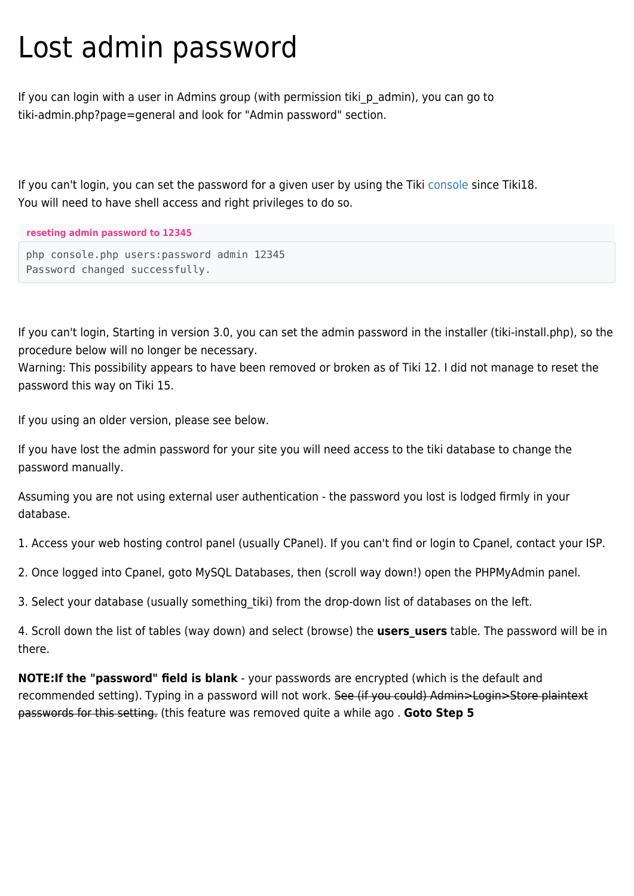# Lost admin password

If you can login with a user in Admins group (with permission tiki_p_admin), you can go to tiki-admin.php?page=general and look for "Admin password" section.

If you can't login, you can set the password for a given user by using the Tiki console since Tiki18.
You will need to have shell access and right privileges to do so.

**reseting admin password to 12345**

```
php console.php users:password admin 12345
Password changed successfully.
```

If you can't login, Starting in version 3.0, you can set the admin password in the installer (tiki-install.php), so the procedure below will no longer be necessary.
Warning: This possibility appears to have been removed or broken as of Tiki 12. I did not manage to reset the password this way on Tiki 15.

If you using an older version, please see below.

If you have lost the admin password for your site you will need access to the tiki database to change the password manually.

Assuming you are not using external user authentication - the password you lost is lodged firmly in your database.

1. Access your web hosting control panel (usually CPanel). If you can't find or login to Cpanel, contact your ISP.

2. Once logged into Cpanel, goto MySQL Databases, then (scroll way down!) open the PHPMyAdmin panel.

3. Select your database (usually something_tiki) from the drop-down list of databases on the left.

4. Scroll down the list of tables (way down) and select (browse) the **users_users** table. The password will be in there.

**NOTE:If the "password" field is blank** - your passwords are encrypted (which is the default and recommended setting). Typing in a password will not work. ~~See (if you could) Admin>Login>Store plaintext passwords for this setting.~~ (this feature was removed quite a while ago . **Goto Step 5**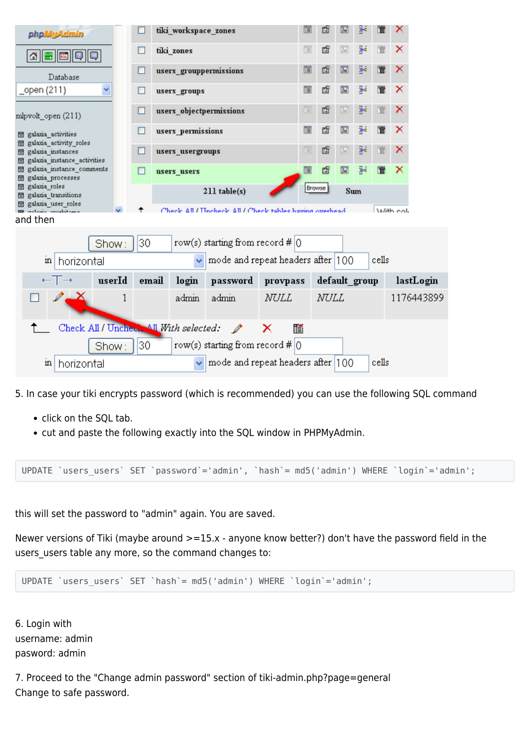and then

5. In case your tiki encrypts password (which is recommended) you can use the following SQL command

- click on the SQL tab.
- cut and paste the following exactly into the SQL window in PHPMyAdmin.

```
UPDATE `users_users` SET `password`='admin', `hash`= md5('admin') WHERE `login`='admin';
```

this will set the password to "admin" again. You are saved.

Newer versions of Tiki (maybe around >=15.x - anyone know better?) don't have the password field in the users_users table any more, so the command changes to:

```
UPDATE `users_users` SET `hash`= md5('admin') WHERE `login`='admin';
```

6. Login with
username: admin
pasword: admin

7. Proceed to the "Change admin password" section of tiki-admin.php?page=general
Change to safe password.